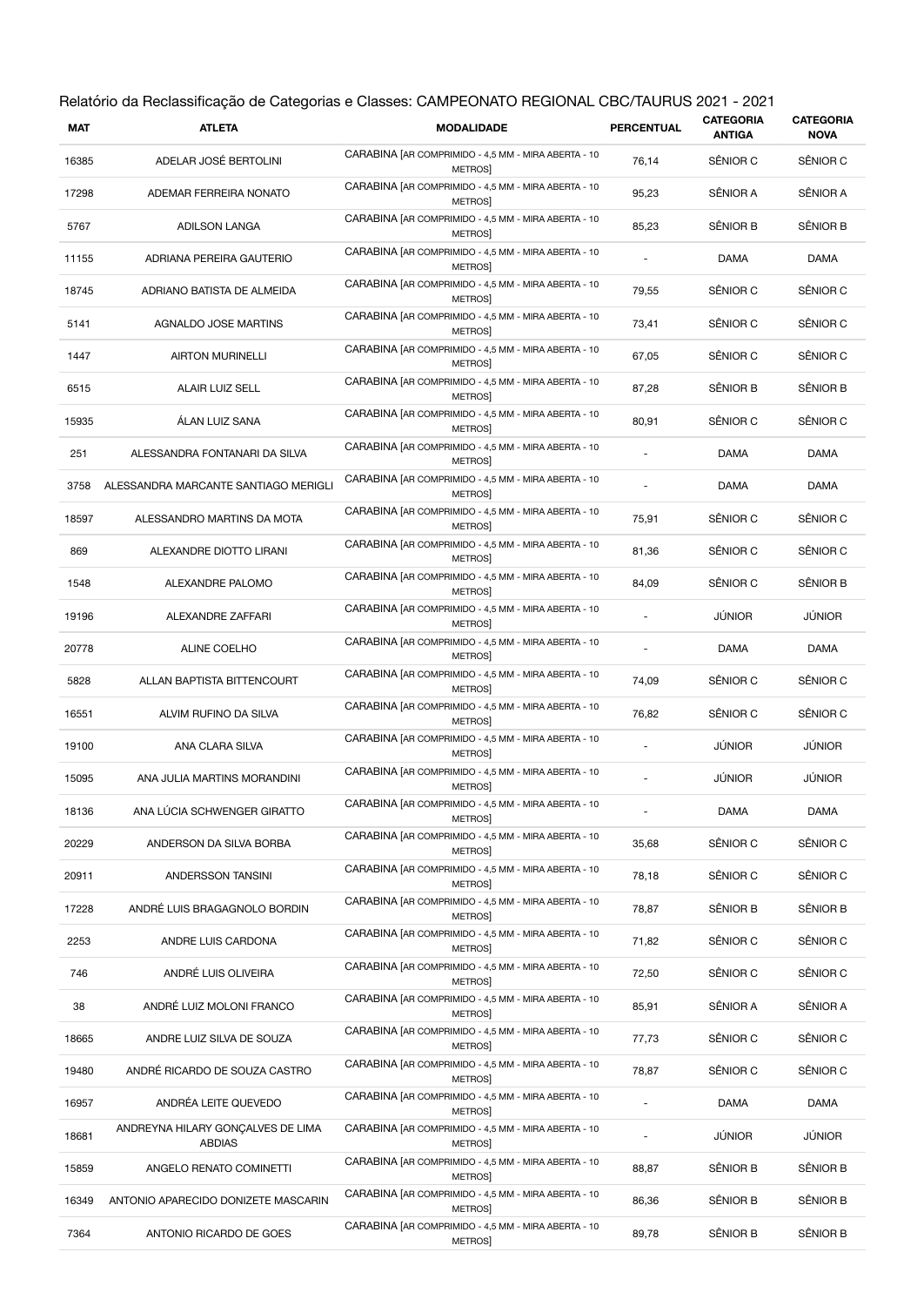# Relatório da Reclassificação de Categorias e Classes: CAMPEONATO REGIONAL CBC/TAURUS 2021 - 2021

| MAT | ATLETA | MODALIDADE | PERCENTUAL | CATEGORIA ANTIGA | CATEGORIA NOVA |
|---|---|---|---|---|---|
| 16385 | ADELAR JOSÉ BERTOLINI | CARABINA [AR COMPRIMIDO - 4,5 MM - MIRA ABERTA - 10 METROS] | 76,14 | SÊNIOR C | SÊNIOR C |
| 17298 | ADEMAR FERREIRA NONATO | CARABINA [AR COMPRIMIDO - 4,5 MM - MIRA ABERTA - 10 METROS] | 95,23 | SÊNIOR A | SÊNIOR A |
| 5767 | ADILSON LANGA | CARABINA [AR COMPRIMIDO - 4,5 MM - MIRA ABERTA - 10 METROS] | 85,23 | SÊNIOR B | SÊNIOR B |
| 11155 | ADRIANA PEREIRA GAUTERIO | CARABINA [AR COMPRIMIDO - 4,5 MM - MIRA ABERTA - 10 METROS] | - | DAMA | DAMA |
| 18745 | ADRIANO BATISTA DE ALMEIDA | CARABINA [AR COMPRIMIDO - 4,5 MM - MIRA ABERTA - 10 METROS] | 79,55 | SÊNIOR C | SÊNIOR C |
| 5141 | AGNALDO JOSE MARTINS | CARABINA [AR COMPRIMIDO - 4,5 MM - MIRA ABERTA - 10 METROS] | 73,41 | SÊNIOR C | SÊNIOR C |
| 1447 | AIRTON MURINELLI | CARABINA [AR COMPRIMIDO - 4,5 MM - MIRA ABERTA - 10 METROS] | 67,05 | SÊNIOR C | SÊNIOR C |
| 6515 | ALAIR LUIZ SELL | CARABINA [AR COMPRIMIDO - 4,5 MM - MIRA ABERTA - 10 METROS] | 87,28 | SÊNIOR B | SÊNIOR B |
| 15935 | ÁLAN LUIZ SANA | CARABINA [AR COMPRIMIDO - 4,5 MM - MIRA ABERTA - 10 METROS] | 80,91 | SÊNIOR C | SÊNIOR C |
| 251 | ALESSANDRA FONTANARI DA SILVA | CARABINA [AR COMPRIMIDO - 4,5 MM - MIRA ABERTA - 10 METROS] | - | DAMA | DAMA |
| 3758 | ALESSANDRA MARCANTE SANTIAGO MERIGLI | CARABINA [AR COMPRIMIDO - 4,5 MM - MIRA ABERTA - 10 METROS] | - | DAMA | DAMA |
| 18597 | ALESSANDRO MARTINS DA MOTA | CARABINA [AR COMPRIMIDO - 4,5 MM - MIRA ABERTA - 10 METROS] | 75,91 | SÊNIOR C | SÊNIOR C |
| 869 | ALEXANDRE DIOTTO LIRANI | CARABINA [AR COMPRIMIDO - 4,5 MM - MIRA ABERTA - 10 METROS] | 81,36 | SÊNIOR C | SÊNIOR C |
| 1548 | ALEXANDRE PALOMO | CARABINA [AR COMPRIMIDO - 4,5 MM - MIRA ABERTA - 10 METROS] | 84,09 | SÊNIOR C | SÊNIOR B |
| 19196 | ALEXANDRE ZAFFARI | CARABINA [AR COMPRIMIDO - 4,5 MM - MIRA ABERTA - 10 METROS] | - | JÚNIOR | JÚNIOR |
| 20778 | ALINE COELHO | CARABINA [AR COMPRIMIDO - 4,5 MM - MIRA ABERTA - 10 METROS] | - | DAMA | DAMA |
| 5828 | ALLAN BAPTISTA BITTENCOURT | CARABINA [AR COMPRIMIDO - 4,5 MM - MIRA ABERTA - 10 METROS] | 74,09 | SÊNIOR C | SÊNIOR C |
| 16551 | ALVIM RUFINO DA SILVA | CARABINA [AR COMPRIMIDO - 4,5 MM - MIRA ABERTA - 10 METROS] | 76,82 | SÊNIOR C | SÊNIOR C |
| 19100 | ANA CLARA SILVA | CARABINA [AR COMPRIMIDO - 4,5 MM - MIRA ABERTA - 10 METROS] | - | JÚNIOR | JÚNIOR |
| 15095 | ANA JULIA MARTINS MORANDINI | CARABINA [AR COMPRIMIDO - 4,5 MM - MIRA ABERTA - 10 METROS] | - | JÚNIOR | JÚNIOR |
| 18136 | ANA LÚCIA SCHWENGER GIRATTO | CARABINA [AR COMPRIMIDO - 4,5 MM - MIRA ABERTA - 10 METROS] | - | DAMA | DAMA |
| 20229 | ANDERSON DA SILVA BORBA | CARABINA [AR COMPRIMIDO - 4,5 MM - MIRA ABERTA - 10 METROS] | 35,68 | SÊNIOR C | SÊNIOR C |
| 20911 | ANDERSSON TANSINI | CARABINA [AR COMPRIMIDO - 4,5 MM - MIRA ABERTA - 10 METROS] | 78,18 | SÊNIOR C | SÊNIOR C |
| 17228 | ANDRÉ LUIS BRAGAGNOLO BORDIN | CARABINA [AR COMPRIMIDO - 4,5 MM - MIRA ABERTA - 10 METROS] | 78,87 | SÊNIOR B | SÊNIOR B |
| 2253 | ANDRE LUIS CARDONA | CARABINA [AR COMPRIMIDO - 4,5 MM - MIRA ABERTA - 10 METROS] | 71,82 | SÊNIOR C | SÊNIOR C |
| 746 | ANDRÉ LUIS OLIVEIRA | CARABINA [AR COMPRIMIDO - 4,5 MM - MIRA ABERTA - 10 METROS] | 72,50 | SÊNIOR C | SÊNIOR C |
| 38 | ANDRÉ LUIZ MOLONI FRANCO | CARABINA [AR COMPRIMIDO - 4,5 MM - MIRA ABERTA - 10 METROS] | 85,91 | SÊNIOR A | SÊNIOR A |
| 18665 | ANDRE LUIZ SILVA DE SOUZA | CARABINA [AR COMPRIMIDO - 4,5 MM - MIRA ABERTA - 10 METROS] | 77,73 | SÊNIOR C | SÊNIOR C |
| 19480 | ANDRÉ RICARDO DE SOUZA CASTRO | CARABINA [AR COMPRIMIDO - 4,5 MM - MIRA ABERTA - 10 METROS] | 78,87 | SÊNIOR C | SÊNIOR C |
| 16957 | ANDRÉA LEITE QUEVEDO | CARABINA [AR COMPRIMIDO - 4,5 MM - MIRA ABERTA - 10 METROS] | - | DAMA | DAMA |
| 18681 | ANDREYNA HILARY GONÇALVES DE LIMA ABDIAS | CARABINA [AR COMPRIMIDO - 4,5 MM - MIRA ABERTA - 10 METROS] | - | JÚNIOR | JÚNIOR |
| 15859 | ANGELO RENATO COMINETTI | CARABINA [AR COMPRIMIDO - 4,5 MM - MIRA ABERTA - 10 METROS] | 88,87 | SÊNIOR B | SÊNIOR B |
| 16349 | ANTONIO APARECIDO DONIZETE MASCARIN | CARABINA [AR COMPRIMIDO - 4,5 MM - MIRA ABERTA - 10 METROS] | 86,36 | SÊNIOR B | SÊNIOR B |
| 7364 | ANTONIO RICARDO DE GOES | CARABINA [AR COMPRIMIDO - 4,5 MM - MIRA ABERTA - 10 METROS] | 89,78 | SÊNIOR B | SÊNIOR B |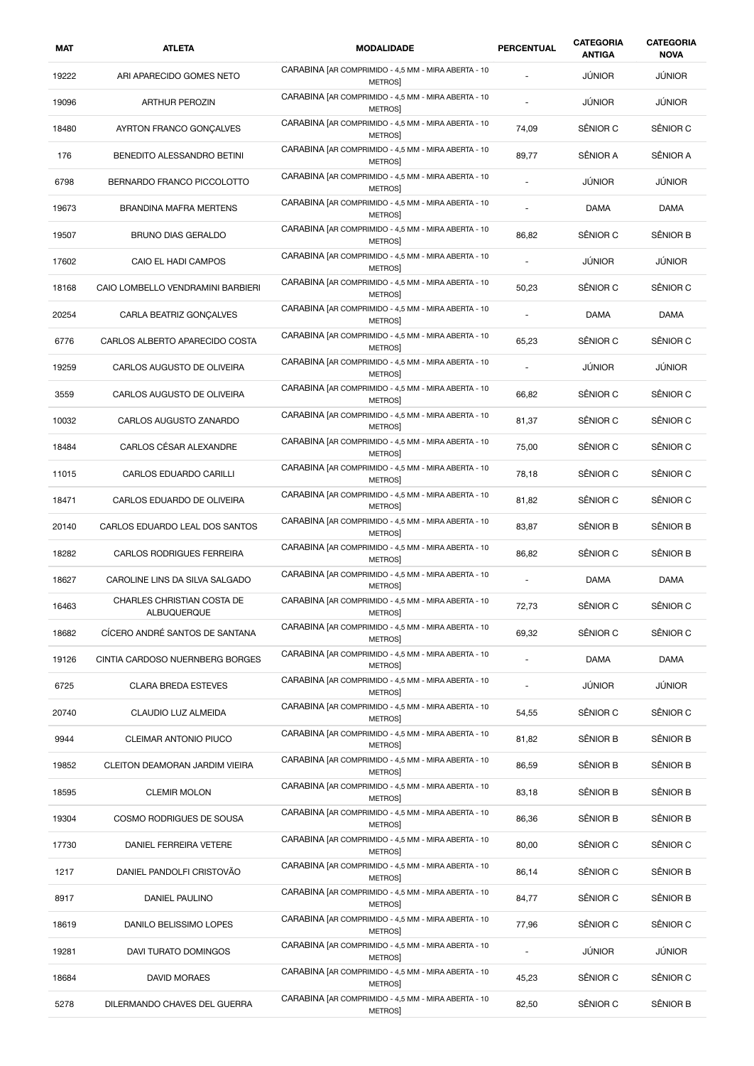| MAT | ATLETA | MODALIDADE | PERCENTUAL | CATEGORIA ANTIGA | CATEGORIA NOVA |
|---|---|---|---|---|---|
| 19222 | ARI APARECIDO GOMES NETO | CARABINA [AR COMPRIMIDO - 4,5 MM - MIRA ABERTA - 10 METROS] | - | JÚNIOR | JÚNIOR |
| 19096 | ARTHUR PEROZIN | CARABINA [AR COMPRIMIDO - 4,5 MM - MIRA ABERTA - 10 METROS] | - | JÚNIOR | JÚNIOR |
| 18480 | AYRTON FRANCO GONÇALVES | CARABINA [AR COMPRIMIDO - 4,5 MM - MIRA ABERTA - 10 METROS] | 74,09 | SÊNIOR C | SÊNIOR C |
| 176 | BENEDITO ALESSANDRO BETINI | CARABINA [AR COMPRIMIDO - 4,5 MM - MIRA ABERTA - 10 METROS] | 89,77 | SÊNIOR A | SÊNIOR A |
| 6798 | BERNARDO FRANCO PICCOLOTTO | CARABINA [AR COMPRIMIDO - 4,5 MM - MIRA ABERTA - 10 METROS] | - | JÚNIOR | JÚNIOR |
| 19673 | BRANDINA MAFRA MERTENS | CARABINA [AR COMPRIMIDO - 4,5 MM - MIRA ABERTA - 10 METROS] | - | DAMA | DAMA |
| 19507 | BRUNO DIAS GERALDO | CARABINA [AR COMPRIMIDO - 4,5 MM - MIRA ABERTA - 10 METROS] | 86,82 | SÊNIOR C | SÊNIOR B |
| 17602 | CAIO EL HADI CAMPOS | CARABINA [AR COMPRIMIDO - 4,5 MM - MIRA ABERTA - 10 METROS] | - | JÚNIOR | JÚNIOR |
| 18168 | CAIO LOMBELLO VENDRAMINI BARBIERI | CARABINA [AR COMPRIMIDO - 4,5 MM - MIRA ABERTA - 10 METROS] | 50,23 | SÊNIOR C | SÊNIOR C |
| 20254 | CARLA BEATRIZ GONÇALVES | CARABINA [AR COMPRIMIDO - 4,5 MM - MIRA ABERTA - 10 METROS] | - | DAMA | DAMA |
| 6776 | CARLOS ALBERTO APARECIDO COSTA | CARABINA [AR COMPRIMIDO - 4,5 MM - MIRA ABERTA - 10 METROS] | 65,23 | SÊNIOR C | SÊNIOR C |
| 19259 | CARLOS AUGUSTO DE OLIVEIRA | CARABINA [AR COMPRIMIDO - 4,5 MM - MIRA ABERTA - 10 METROS] | - | JÚNIOR | JÚNIOR |
| 3559 | CARLOS AUGUSTO DE OLIVEIRA | CARABINA [AR COMPRIMIDO - 4,5 MM - MIRA ABERTA - 10 METROS] | 66,82 | SÊNIOR C | SÊNIOR C |
| 10032 | CARLOS AUGUSTO ZANARDO | CARABINA [AR COMPRIMIDO - 4,5 MM - MIRA ABERTA - 10 METROS] | 81,37 | SÊNIOR C | SÊNIOR C |
| 18484 | CARLOS CÉSAR ALEXANDRE | CARABINA [AR COMPRIMIDO - 4,5 MM - MIRA ABERTA - 10 METROS] | 75,00 | SÊNIOR C | SÊNIOR C |
| 11015 | CARLOS EDUARDO CARILLI | CARABINA [AR COMPRIMIDO - 4,5 MM - MIRA ABERTA - 10 METROS] | 78,18 | SÊNIOR C | SÊNIOR C |
| 18471 | CARLOS EDUARDO DE OLIVEIRA | CARABINA [AR COMPRIMIDO - 4,5 MM - MIRA ABERTA - 10 METROS] | 81,82 | SÊNIOR C | SÊNIOR C |
| 20140 | CARLOS EDUARDO LEAL DOS SANTOS | CARABINA [AR COMPRIMIDO - 4,5 MM - MIRA ABERTA - 10 METROS] | 83,87 | SÊNIOR B | SÊNIOR B |
| 18282 | CARLOS RODRIGUES FERREIRA | CARABINA [AR COMPRIMIDO - 4,5 MM - MIRA ABERTA - 10 METROS] | 86,82 | SÊNIOR C | SÊNIOR B |
| 18627 | CAROLINE LINS DA SILVA SALGADO | CARABINA [AR COMPRIMIDO - 4,5 MM - MIRA ABERTA - 10 METROS] | - | DAMA | DAMA |
| 16463 | CHARLES CHRISTIAN COSTA DE ALBUQUERQUE | CARABINA [AR COMPRIMIDO - 4,5 MM - MIRA ABERTA - 10 METROS] | 72,73 | SÊNIOR C | SÊNIOR C |
| 18682 | CÍCERO ANDRÉ SANTOS DE SANTANA | CARABINA [AR COMPRIMIDO - 4,5 MM - MIRA ABERTA - 10 METROS] | 69,32 | SÊNIOR C | SÊNIOR C |
| 19126 | CINTIA CARDOSO NUERNBERG BORGES | CARABINA [AR COMPRIMIDO - 4,5 MM - MIRA ABERTA - 10 METROS] | - | DAMA | DAMA |
| 6725 | CLARA BREDA ESTEVES | CARABINA [AR COMPRIMIDO - 4,5 MM - MIRA ABERTA - 10 METROS] | - | JÚNIOR | JÚNIOR |
| 20740 | CLAUDIO LUZ ALMEIDA | CARABINA [AR COMPRIMIDO - 4,5 MM - MIRA ABERTA - 10 METROS] | 54,55 | SÊNIOR C | SÊNIOR C |
| 9944 | CLEIMAR ANTONIO PIUCO | CARABINA [AR COMPRIMIDO - 4,5 MM - MIRA ABERTA - 10 METROS] | 81,82 | SÊNIOR B | SÊNIOR B |
| 19852 | CLEITON DEAMORAN JARDIM VIEIRA | CARABINA [AR COMPRIMIDO - 4,5 MM - MIRA ABERTA - 10 METROS] | 86,59 | SÊNIOR B | SÊNIOR B |
| 18595 | CLEMIR MOLON | CARABINA [AR COMPRIMIDO - 4,5 MM - MIRA ABERTA - 10 METROS] | 83,18 | SÊNIOR B | SÊNIOR B |
| 19304 | COSMO RODRIGUES DE SOUSA | CARABINA [AR COMPRIMIDO - 4,5 MM - MIRA ABERTA - 10 METROS] | 86,36 | SÊNIOR B | SÊNIOR B |
| 17730 | DANIEL FERREIRA VETERE | CARABINA [AR COMPRIMIDO - 4,5 MM - MIRA ABERTA - 10 METROS] | 80,00 | SÊNIOR C | SÊNIOR C |
| 1217 | DANIEL PANDOLFI CRISTOVÃO | CARABINA [AR COMPRIMIDO - 4,5 MM - MIRA ABERTA - 10 METROS] | 86,14 | SÊNIOR C | SÊNIOR B |
| 8917 | DANIEL PAULINO | CARABINA [AR COMPRIMIDO - 4,5 MM - MIRA ABERTA - 10 METROS] | 84,77 | SÊNIOR C | SÊNIOR B |
| 18619 | DANILO BELISSIMO LOPES | CARABINA [AR COMPRIMIDO - 4,5 MM - MIRA ABERTA - 10 METROS] | 77,96 | SÊNIOR C | SÊNIOR C |
| 19281 | DAVI TURATO DOMINGOS | CARABINA [AR COMPRIMIDO - 4,5 MM - MIRA ABERTA - 10 METROS] | - | JÚNIOR | JÚNIOR |
| 18684 | DAVID MORAES | CARABINA [AR COMPRIMIDO - 4,5 MM - MIRA ABERTA - 10 METROS] | 45,23 | SÊNIOR C | SÊNIOR C |
| 5278 | DILERMANDO CHAVES DEL GUERRA | CARABINA [AR COMPRIMIDO - 4,5 MM - MIRA ABERTA - 10 METROS] | 82,50 | SÊNIOR C | SÊNIOR B |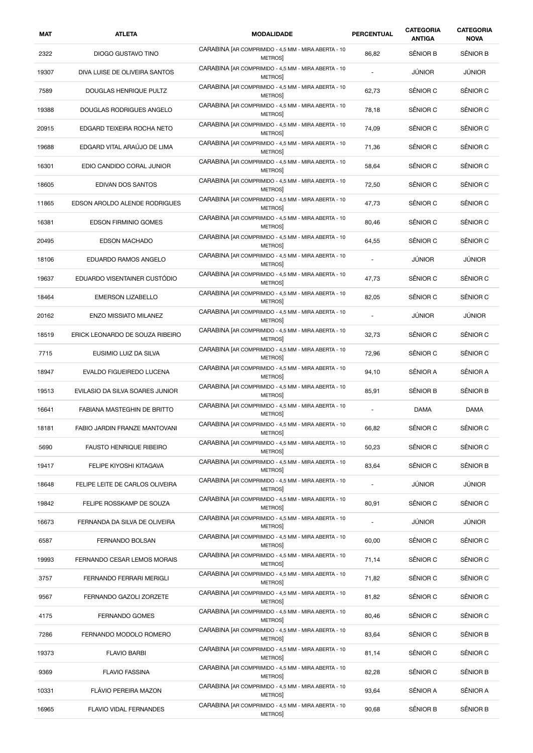| MAT | ATLETA | MODALIDADE | PERCENTUAL | CATEGORIA ANTIGA | CATEGORIA NOVA |
|---|---|---|---|---|---|
| 2322 | DIOGO GUSTAVO TINO | CARABINA [AR COMPRIMIDO - 4,5 MM - MIRA ABERTA - 10 METROS] | 86,82 | SÊNIOR B | SÊNIOR B |
| 19307 | DIVA LUISE DE OLIVEIRA SANTOS | CARABINA [AR COMPRIMIDO - 4,5 MM - MIRA ABERTA - 10 METROS] | - | JÚNIOR | JÚNIOR |
| 7589 | DOUGLAS HENRIQUE PULTZ | CARABINA [AR COMPRIMIDO - 4,5 MM - MIRA ABERTA - 10 METROS] | 62,73 | SÊNIOR C | SÊNIOR C |
| 19388 | DOUGLAS RODRIGUES ANGELO | CARABINA [AR COMPRIMIDO - 4,5 MM - MIRA ABERTA - 10 METROS] | 78,18 | SÊNIOR C | SÊNIOR C |
| 20915 | EDGARD TEIXEIRA ROCHA NETO | CARABINA [AR COMPRIMIDO - 4,5 MM - MIRA ABERTA - 10 METROS] | 74,09 | SÊNIOR C | SÊNIOR C |
| 19688 | EDGARD VITAL ARAÚJO DE LIMA | CARABINA [AR COMPRIMIDO - 4,5 MM - MIRA ABERTA - 10 METROS] | 71,36 | SÊNIOR C | SÊNIOR C |
| 16301 | EDIO CANDIDO CORAL JUNIOR | CARABINA [AR COMPRIMIDO - 4,5 MM - MIRA ABERTA - 10 METROS] | 58,64 | SÊNIOR C | SÊNIOR C |
| 18605 | EDIVAN DOS SANTOS | CARABINA [AR COMPRIMIDO - 4,5 MM - MIRA ABERTA - 10 METROS] | 72,50 | SÊNIOR C | SÊNIOR C |
| 11865 | EDSON AROLDO ALENDE RODRIGUES | CARABINA [AR COMPRIMIDO - 4,5 MM - MIRA ABERTA - 10 METROS] | 47,73 | SÊNIOR C | SÊNIOR C |
| 16381 | EDSON FIRMINIO GOMES | CARABINA [AR COMPRIMIDO - 4,5 MM - MIRA ABERTA - 10 METROS] | 80,46 | SÊNIOR C | SÊNIOR C |
| 20495 | EDSON MACHADO | CARABINA [AR COMPRIMIDO - 4,5 MM - MIRA ABERTA - 10 METROS] | 64,55 | SÊNIOR C | SÊNIOR C |
| 18106 | EDUARDO RAMOS ANGELO | CARABINA [AR COMPRIMIDO - 4,5 MM - MIRA ABERTA - 10 METROS] | - | JÚNIOR | JÚNIOR |
| 19637 | EDUARDO VISENTAINER CUSTÓDIO | CARABINA [AR COMPRIMIDO - 4,5 MM - MIRA ABERTA - 10 METROS] | 47,73 | SÊNIOR C | SÊNIOR C |
| 18464 | EMERSON LIZABELLO | CARABINA [AR COMPRIMIDO - 4,5 MM - MIRA ABERTA - 10 METROS] | 82,05 | SÊNIOR C | SÊNIOR C |
| 20162 | ENZO MISSIATO MILANEZ | CARABINA [AR COMPRIMIDO - 4,5 MM - MIRA ABERTA - 10 METROS] | - | JÚNIOR | JÚNIOR |
| 18519 | ERICK LEONARDO DE SOUZA RIBEIRO | CARABINA [AR COMPRIMIDO - 4,5 MM - MIRA ABERTA - 10 METROS] | 32,73 | SÊNIOR C | SÊNIOR C |
| 7715 | EUSIMIO LUIZ DA SILVA | CARABINA [AR COMPRIMIDO - 4,5 MM - MIRA ABERTA - 10 METROS] | 72,96 | SÊNIOR C | SÊNIOR C |
| 18947 | EVALDO FIGUEIREDO LUCENA | CARABINA [AR COMPRIMIDO - 4,5 MM - MIRA ABERTA - 10 METROS] | 94,10 | SÊNIOR A | SÊNIOR A |
| 19513 | EVILASIO DA SILVA SOARES JUNIOR | CARABINA [AR COMPRIMIDO - 4,5 MM - MIRA ABERTA - 10 METROS] | 85,91 | SÊNIOR B | SÊNIOR B |
| 16641 | FABIANA MASTEGHIN DE BRITTO | CARABINA [AR COMPRIMIDO - 4,5 MM - MIRA ABERTA - 10 METROS] | - | DAMA | DAMA |
| 18181 | FABIO JARDIN FRANZE MANTOVANI | CARABINA [AR COMPRIMIDO - 4,5 MM - MIRA ABERTA - 10 METROS] | 66,82 | SÊNIOR C | SÊNIOR C |
| 5690 | FAUSTO HENRIQUE RIBEIRO | CARABINA [AR COMPRIMIDO - 4,5 MM - MIRA ABERTA - 10 METROS] | 50,23 | SÊNIOR C | SÊNIOR C |
| 19417 | FELIPE KIYOSHI KITAGAVA | CARABINA [AR COMPRIMIDO - 4,5 MM - MIRA ABERTA - 10 METROS] | 83,64 | SÊNIOR C | SÊNIOR B |
| 18648 | FELIPE LEITE DE CARLOS OLIVEIRA | CARABINA [AR COMPRIMIDO - 4,5 MM - MIRA ABERTA - 10 METROS] | - | JÚNIOR | JÚNIOR |
| 19842 | FELIPE ROSSKAMP DE SOUZA | CARABINA [AR COMPRIMIDO - 4,5 MM - MIRA ABERTA - 10 METROS] | 80,91 | SÊNIOR C | SÊNIOR C |
| 16673 | FERNANDA DA SILVA DE OLIVEIRA | CARABINA [AR COMPRIMIDO - 4,5 MM - MIRA ABERTA - 10 METROS] | - | JÚNIOR | JÚNIOR |
| 6587 | FERNANDO BOLSAN | CARABINA [AR COMPRIMIDO - 4,5 MM - MIRA ABERTA - 10 METROS] | 60,00 | SÊNIOR C | SÊNIOR C |
| 19993 | FERNANDO CESAR LEMOS MORAIS | CARABINA [AR COMPRIMIDO - 4,5 MM - MIRA ABERTA - 10 METROS] | 71,14 | SÊNIOR C | SÊNIOR C |
| 3757 | FERNANDO FERRARI MERIGLI | CARABINA [AR COMPRIMIDO - 4,5 MM - MIRA ABERTA - 10 METROS] | 71,82 | SÊNIOR C | SÊNIOR C |
| 9567 | FERNANDO GAZOLI ZORZETE | CARABINA [AR COMPRIMIDO - 4,5 MM - MIRA ABERTA - 10 METROS] | 81,82 | SÊNIOR C | SÊNIOR C |
| 4175 | FERNANDO GOMES | CARABINA [AR COMPRIMIDO - 4,5 MM - MIRA ABERTA - 10 METROS] | 80,46 | SÊNIOR C | SÊNIOR C |
| 7286 | FERNANDO MODOLO ROMERO | CARABINA [AR COMPRIMIDO - 4,5 MM - MIRA ABERTA - 10 METROS] | 83,64 | SÊNIOR C | SÊNIOR B |
| 19373 | FLAVIO BARBI | CARABINA [AR COMPRIMIDO - 4,5 MM - MIRA ABERTA - 10 METROS] | 81,14 | SÊNIOR C | SÊNIOR C |
| 9369 | FLAVIO FASSINA | CARABINA [AR COMPRIMIDO - 4,5 MM - MIRA ABERTA - 10 METROS] | 82,28 | SÊNIOR C | SÊNIOR B |
| 10331 | FLÁVIO PEREIRA MAZON | CARABINA [AR COMPRIMIDO - 4,5 MM - MIRA ABERTA - 10 METROS] | 93,64 | SÊNIOR A | SÊNIOR A |
| 16965 | FLAVIO VIDAL FERNANDES | CARABINA [AR COMPRIMIDO - 4,5 MM - MIRA ABERTA - 10 METROS] | 90,68 | SÊNIOR B | SÊNIOR B |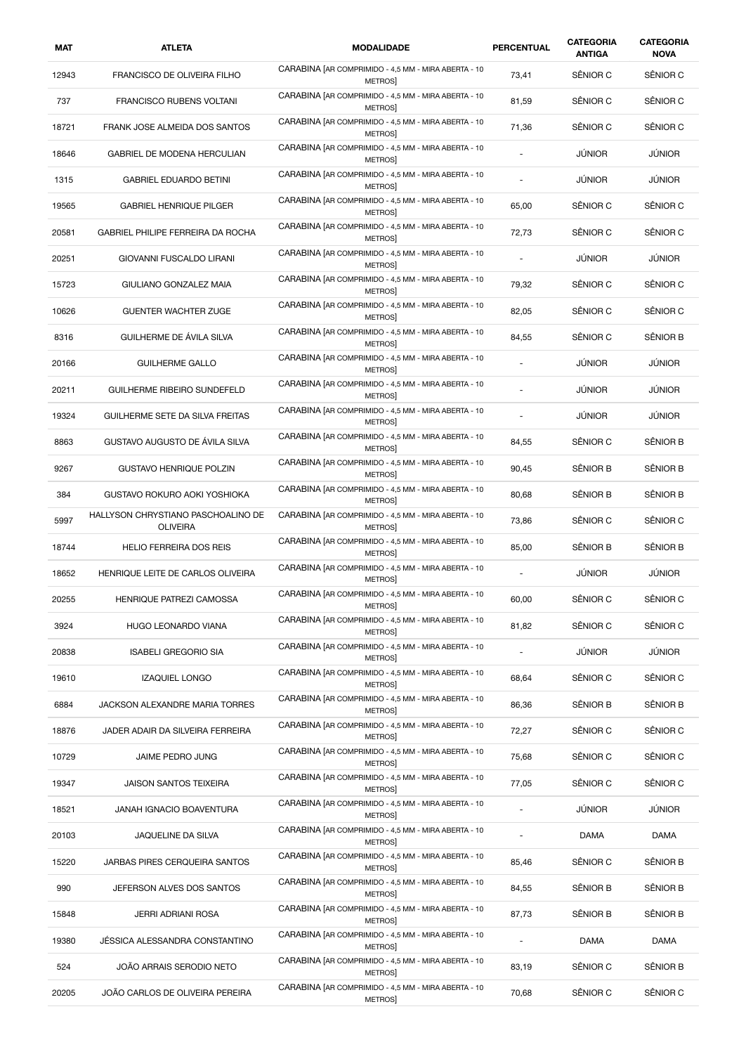| MAT | ATLETA | MODALIDADE | PERCENTUAL | CATEGORIA ANTIGA | CATEGORIA NOVA |
| --- | --- | --- | --- | --- | --- |
| 12943 | FRANCISCO DE OLIVEIRA FILHO | CARABINA [AR COMPRIMIDO - 4,5 MM - MIRA ABERTA - 10 METROS] | 73,41 | SÊNIOR C | SÊNIOR C |
| 737 | FRANCISCO RUBENS VOLTANI | CARABINA [AR COMPRIMIDO - 4,5 MM - MIRA ABERTA - 10 METROS] | 81,59 | SÊNIOR C | SÊNIOR C |
| 18721 | FRANK JOSE ALMEIDA DOS SANTOS | CARABINA [AR COMPRIMIDO - 4,5 MM - MIRA ABERTA - 10 METROS] | 71,36 | SÊNIOR C | SÊNIOR C |
| 18646 | GABRIEL DE MODENA HERCULIAN | CARABINA [AR COMPRIMIDO - 4,5 MM - MIRA ABERTA - 10 METROS] | - | JÚNIOR | JÚNIOR |
| 1315 | GABRIEL EDUARDO BETINI | CARABINA [AR COMPRIMIDO - 4,5 MM - MIRA ABERTA - 10 METROS] | - | JÚNIOR | JÚNIOR |
| 19565 | GABRIEL HENRIQUE PILGER | CARABINA [AR COMPRIMIDO - 4,5 MM - MIRA ABERTA - 10 METROS] | 65,00 | SÊNIOR C | SÊNIOR C |
| 20581 | GABRIEL PHILIPE FERREIRA DA ROCHA | CARABINA [AR COMPRIMIDO - 4,5 MM - MIRA ABERTA - 10 METROS] | 72,73 | SÊNIOR C | SÊNIOR C |
| 20251 | GIOVANNI FUSCALDO LIRANI | CARABINA [AR COMPRIMIDO - 4,5 MM - MIRA ABERTA - 10 METROS] | - | JÚNIOR | JÚNIOR |
| 15723 | GIULIANO GONZALEZ MAIA | CARABINA [AR COMPRIMIDO - 4,5 MM - MIRA ABERTA - 10 METROS] | 79,32 | SÊNIOR C | SÊNIOR C |
| 10626 | GUENTER WACHTER ZUGE | CARABINA [AR COMPRIMIDO - 4,5 MM - MIRA ABERTA - 10 METROS] | 82,05 | SÊNIOR C | SÊNIOR C |
| 8316 | GUILHERME DE ÁVILA SILVA | CARABINA [AR COMPRIMIDO - 4,5 MM - MIRA ABERTA - 10 METROS] | 84,55 | SÊNIOR C | SÊNIOR B |
| 20166 | GUILHERME GALLO | CARABINA [AR COMPRIMIDO - 4,5 MM - MIRA ABERTA - 10 METROS] | - | JÚNIOR | JÚNIOR |
| 20211 | GUILHERME RIBEIRO SUNDEFELD | CARABINA [AR COMPRIMIDO - 4,5 MM - MIRA ABERTA - 10 METROS] | - | JÚNIOR | JÚNIOR |
| 19324 | GUILHERME SETE DA SILVA FREITAS | CARABINA [AR COMPRIMIDO - 4,5 MM - MIRA ABERTA - 10 METROS] | - | JÚNIOR | JÚNIOR |
| 8863 | GUSTAVO AUGUSTO DE ÁVILA SILVA | CARABINA [AR COMPRIMIDO - 4,5 MM - MIRA ABERTA - 10 METROS] | 84,55 | SÊNIOR C | SÊNIOR B |
| 9267 | GUSTAVO HENRIQUE POLZIN | CARABINA [AR COMPRIMIDO - 4,5 MM - MIRA ABERTA - 10 METROS] | 90,45 | SÊNIOR B | SÊNIOR B |
| 384 | GUSTAVO ROKURO AOKI YOSHIOKA | CARABINA [AR COMPRIMIDO - 4,5 MM - MIRA ABERTA - 10 METROS] | 80,68 | SÊNIOR B | SÊNIOR B |
| 5997 | HALLYSON CHRYSTIANO PASCHOALINO DE OLIVEIRA | CARABINA [AR COMPRIMIDO - 4,5 MM - MIRA ABERTA - 10 METROS] | 73,86 | SÊNIOR C | SÊNIOR C |
| 18744 | HELIO FERREIRA DOS REIS | CARABINA [AR COMPRIMIDO - 4,5 MM - MIRA ABERTA - 10 METROS] | 85,00 | SÊNIOR B | SÊNIOR B |
| 18652 | HENRIQUE LEITE DE CARLOS OLIVEIRA | CARABINA [AR COMPRIMIDO - 4,5 MM - MIRA ABERTA - 10 METROS] | - | JÚNIOR | JÚNIOR |
| 20255 | HENRIQUE PATREZI CAMOSSA | CARABINA [AR COMPRIMIDO - 4,5 MM - MIRA ABERTA - 10 METROS] | 60,00 | SÊNIOR C | SÊNIOR C |
| 3924 | HUGO LEONARDO VIANA | CARABINA [AR COMPRIMIDO - 4,5 MM - MIRA ABERTA - 10 METROS] | 81,82 | SÊNIOR C | SÊNIOR C |
| 20838 | ISABELI GREGORIO SIA | CARABINA [AR COMPRIMIDO - 4,5 MM - MIRA ABERTA - 10 METROS] | - | JÚNIOR | JÚNIOR |
| 19610 | IZAQUIEL LONGO | CARABINA [AR COMPRIMIDO - 4,5 MM - MIRA ABERTA - 10 METROS] | 68,64 | SÊNIOR C | SÊNIOR C |
| 6884 | JACKSON ALEXANDRE MARIA TORRES | CARABINA [AR COMPRIMIDO - 4,5 MM - MIRA ABERTA - 10 METROS] | 86,36 | SÊNIOR B | SÊNIOR B |
| 18876 | JADER ADAIR DA SILVEIRA FERREIRA | CARABINA [AR COMPRIMIDO - 4,5 MM - MIRA ABERTA - 10 METROS] | 72,27 | SÊNIOR C | SÊNIOR C |
| 10729 | JAIME PEDRO JUNG | CARABINA [AR COMPRIMIDO - 4,5 MM - MIRA ABERTA - 10 METROS] | 75,68 | SÊNIOR C | SÊNIOR C |
| 19347 | JAISON SANTOS TEIXEIRA | CARABINA [AR COMPRIMIDO - 4,5 MM - MIRA ABERTA - 10 METROS] | 77,05 | SÊNIOR C | SÊNIOR C |
| 18521 | JANAH IGNACIO BOAVENTURA | CARABINA [AR COMPRIMIDO - 4,5 MM - MIRA ABERTA - 10 METROS] | - | JÚNIOR | JÚNIOR |
| 20103 | JAQUELINE DA SILVA | CARABINA [AR COMPRIMIDO - 4,5 MM - MIRA ABERTA - 10 METROS] | - | DAMA | DAMA |
| 15220 | JARBAS PIRES CERQUEIRA SANTOS | CARABINA [AR COMPRIMIDO - 4,5 MM - MIRA ABERTA - 10 METROS] | 85,46 | SÊNIOR C | SÊNIOR B |
| 990 | JEFERSON ALVES DOS SANTOS | CARABINA [AR COMPRIMIDO - 4,5 MM - MIRA ABERTA - 10 METROS] | 84,55 | SÊNIOR B | SÊNIOR B |
| 15848 | JERRI ADRIANI ROSA | CARABINA [AR COMPRIMIDO - 4,5 MM - MIRA ABERTA - 10 METROS] | 87,73 | SÊNIOR B | SÊNIOR B |
| 19380 | JÉSSICA ALESSANDRA CONSTANTINO | CARABINA [AR COMPRIMIDO - 4,5 MM - MIRA ABERTA - 10 METROS] | - | DAMA | DAMA |
| 524 | JOÃO ARRAIS SERODIO NETO | CARABINA [AR COMPRIMIDO - 4,5 MM - MIRA ABERTA - 10 METROS] | 83,19 | SÊNIOR C | SÊNIOR B |
| 20205 | JOÃO CARLOS DE OLIVEIRA PEREIRA | CARABINA [AR COMPRIMIDO - 4,5 MM - MIRA ABERTA - 10 METROS] | 70,68 | SÊNIOR C | SÊNIOR C |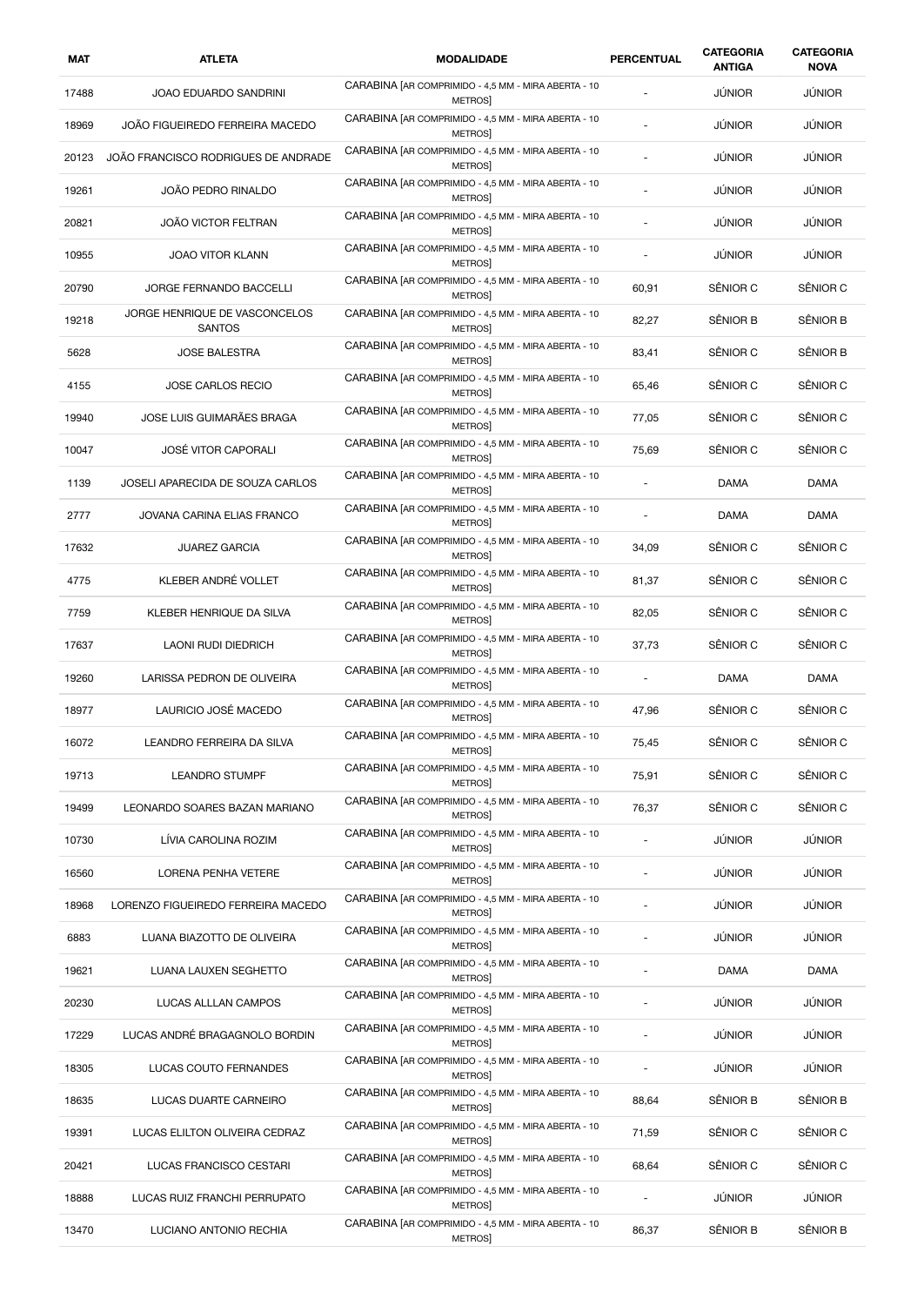| MAT | ATLETA | MODALIDADE | PERCENTUAL | CATEGORIA ANTIGA | CATEGORIA NOVA |
| --- | --- | --- | --- | --- | --- |
| 17488 | JOAO EDUARDO SANDRINI | CARABINA [AR COMPRIMIDO - 4,5 MM - MIRA ABERTA - 10 METROS] | - | JÚNIOR | JÚNIOR |
| 18969 | JOÃO FIGUEIREDO FERREIRA MACEDO | CARABINA [AR COMPRIMIDO - 4,5 MM - MIRA ABERTA - 10 METROS] | - | JÚNIOR | JÚNIOR |
| 20123 | JOÃO FRANCISCO RODRIGUES DE ANDRADE | CARABINA [AR COMPRIMIDO - 4,5 MM - MIRA ABERTA - 10 METROS] | - | JÚNIOR | JÚNIOR |
| 19261 | JOÃO PEDRO RINALDO | CARABINA [AR COMPRIMIDO - 4,5 MM - MIRA ABERTA - 10 METROS] | - | JÚNIOR | JÚNIOR |
| 20821 | JOÃO VICTOR FELTRAN | CARABINA [AR COMPRIMIDO - 4,5 MM - MIRA ABERTA - 10 METROS] | - | JÚNIOR | JÚNIOR |
| 10955 | JOAO VITOR KLANN | CARABINA [AR COMPRIMIDO - 4,5 MM - MIRA ABERTA - 10 METROS] | - | JÚNIOR | JÚNIOR |
| 20790 | JORGE FERNANDO BACCELLI | CARABINA [AR COMPRIMIDO - 4,5 MM - MIRA ABERTA - 10 METROS] | 60,91 | SÊNIOR C | SÊNIOR C |
| 19218 | JORGE HENRIQUE DE VASCONCELOS SANTOS | CARABINA [AR COMPRIMIDO - 4,5 MM - MIRA ABERTA - 10 METROS] | 82,27 | SÊNIOR B | SÊNIOR B |
| 5628 | JOSE BALESTRA | CARABINA [AR COMPRIMIDO - 4,5 MM - MIRA ABERTA - 10 METROS] | 83,41 | SÊNIOR C | SÊNIOR B |
| 4155 | JOSE CARLOS RECIO | CARABINA [AR COMPRIMIDO - 4,5 MM - MIRA ABERTA - 10 METROS] | 65,46 | SÊNIOR C | SÊNIOR C |
| 19940 | JOSE LUIS GUIMARÃES BRAGA | CARABINA [AR COMPRIMIDO - 4,5 MM - MIRA ABERTA - 10 METROS] | 77,05 | SÊNIOR C | SÊNIOR C |
| 10047 | JOSÉ VITOR CAPORALI | CARABINA [AR COMPRIMIDO - 4,5 MM - MIRA ABERTA - 10 METROS] | 75,69 | SÊNIOR C | SÊNIOR C |
| 1139 | JOSELI APARECIDA DE SOUZA CARLOS | CARABINA [AR COMPRIMIDO - 4,5 MM - MIRA ABERTA - 10 METROS] | - | DAMA | DAMA |
| 2777 | JOVANA CARINA ELIAS FRANCO | CARABINA [AR COMPRIMIDO - 4,5 MM - MIRA ABERTA - 10 METROS] | - | DAMA | DAMA |
| 17632 | JUAREZ GARCIA | CARABINA [AR COMPRIMIDO - 4,5 MM - MIRA ABERTA - 10 METROS] | 34,09 | SÊNIOR C | SÊNIOR C |
| 4775 | KLEBER ANDRÉ VOLLET | CARABINA [AR COMPRIMIDO - 4,5 MM - MIRA ABERTA - 10 METROS] | 81,37 | SÊNIOR C | SÊNIOR C |
| 7759 | KLEBER HENRIQUE DA SILVA | CARABINA [AR COMPRIMIDO - 4,5 MM - MIRA ABERTA - 10 METROS] | 82,05 | SÊNIOR C | SÊNIOR C |
| 17637 | LAONI RUDI DIEDRICH | CARABINA [AR COMPRIMIDO - 4,5 MM - MIRA ABERTA - 10 METROS] | 37,73 | SÊNIOR C | SÊNIOR C |
| 19260 | LARISSA PEDRON DE OLIVEIRA | CARABINA [AR COMPRIMIDO - 4,5 MM - MIRA ABERTA - 10 METROS] | - | DAMA | DAMA |
| 18977 | LAURICIO JOSÉ MACEDO | CARABINA [AR COMPRIMIDO - 4,5 MM - MIRA ABERTA - 10 METROS] | 47,96 | SÊNIOR C | SÊNIOR C |
| 16072 | LEANDRO FERREIRA DA SILVA | CARABINA [AR COMPRIMIDO - 4,5 MM - MIRA ABERTA - 10 METROS] | 75,45 | SÊNIOR C | SÊNIOR C |
| 19713 | LEANDRO STUMPF | CARABINA [AR COMPRIMIDO - 4,5 MM - MIRA ABERTA - 10 METROS] | 75,91 | SÊNIOR C | SÊNIOR C |
| 19499 | LEONARDO SOARES BAZAN MARIANO | CARABINA [AR COMPRIMIDO - 4,5 MM - MIRA ABERTA - 10 METROS] | 76,37 | SÊNIOR C | SÊNIOR C |
| 10730 | LÍVIA CAROLINA ROZIM | CARABINA [AR COMPRIMIDO - 4,5 MM - MIRA ABERTA - 10 METROS] | - | JÚNIOR | JÚNIOR |
| 16560 | LORENA PENHA VETERE | CARABINA [AR COMPRIMIDO - 4,5 MM - MIRA ABERTA - 10 METROS] | - | JÚNIOR | JÚNIOR |
| 18968 | LORENZO FIGUEIREDO FERREIRA MACEDO | CARABINA [AR COMPRIMIDO - 4,5 MM - MIRA ABERTA - 10 METROS] | - | JÚNIOR | JÚNIOR |
| 6883 | LUANA BIAZOTTO DE OLIVEIRA | CARABINA [AR COMPRIMIDO - 4,5 MM - MIRA ABERTA - 10 METROS] | - | JÚNIOR | JÚNIOR |
| 19621 | LUANA LAUXEN SEGHETTO | CARABINA [AR COMPRIMIDO - 4,5 MM - MIRA ABERTA - 10 METROS] | - | DAMA | DAMA |
| 20230 | LUCAS ALLLAN CAMPOS | CARABINA [AR COMPRIMIDO - 4,5 MM - MIRA ABERTA - 10 METROS] | - | JÚNIOR | JÚNIOR |
| 17229 | LUCAS ANDRÉ BRAGAGNOLO BORDIN | CARABINA [AR COMPRIMIDO - 4,5 MM - MIRA ABERTA - 10 METROS] | - | JÚNIOR | JÚNIOR |
| 18305 | LUCAS COUTO FERNANDES | CARABINA [AR COMPRIMIDO - 4,5 MM - MIRA ABERTA - 10 METROS] | - | JÚNIOR | JÚNIOR |
| 18635 | LUCAS DUARTE CARNEIRO | CARABINA [AR COMPRIMIDO - 4,5 MM - MIRA ABERTA - 10 METROS] | 88,64 | SÊNIOR B | SÊNIOR B |
| 19391 | LUCAS ELILTON OLIVEIRA CEDRAZ | CARABINA [AR COMPRIMIDO - 4,5 MM - MIRA ABERTA - 10 METROS] | 71,59 | SÊNIOR C | SÊNIOR C |
| 20421 | LUCAS FRANCISCO CESTARI | CARABINA [AR COMPRIMIDO - 4,5 MM - MIRA ABERTA - 10 METROS] | 68,64 | SÊNIOR C | SÊNIOR C |
| 18888 | LUCAS RUIZ FRANCHI PERRUPATO | CARABINA [AR COMPRIMIDO - 4,5 MM - MIRA ABERTA - 10 METROS] | - | JÚNIOR | JÚNIOR |
| 13470 | LUCIANO ANTONIO RECHIA | CARABINA [AR COMPRIMIDO - 4,5 MM - MIRA ABERTA - 10 METROS] | 86,37 | SÊNIOR B | SÊNIOR B |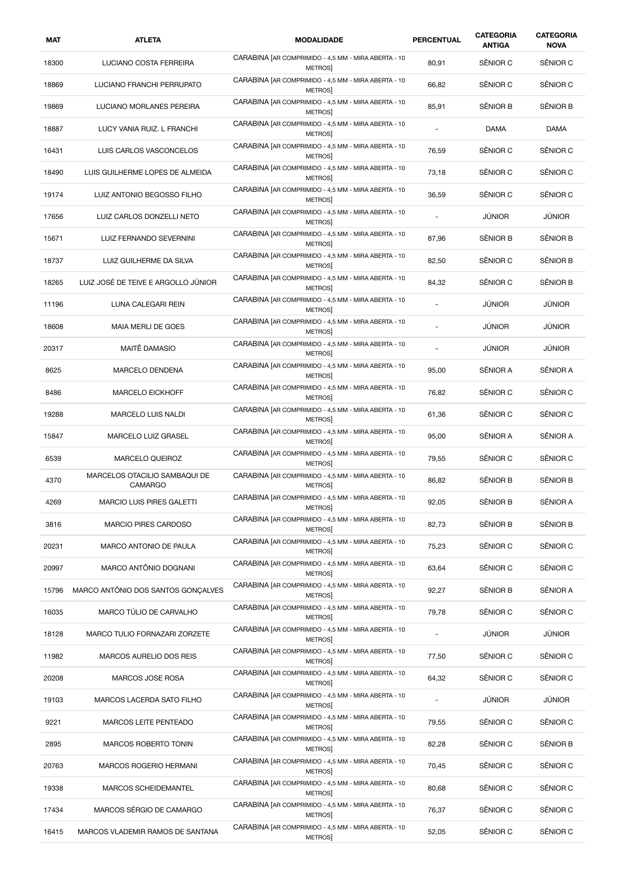| MAT | ATLETA | MODALIDADE | PERCENTUAL | CATEGORIA ANTIGA | CATEGORIA NOVA |
|---|---|---|---|---|---|
| 18300 | LUCIANO COSTA FERREIRA | CARABINA [AR COMPRIMIDO - 4,5 MM - MIRA ABERTA - 10 METROS] | 80,91 | SÊNIOR C | SÊNIOR C |
| 18869 | LUCIANO FRANCHI PERRUPATO | CARABINA [AR COMPRIMIDO - 4,5 MM - MIRA ABERTA - 10 METROS] | 66,82 | SÊNIOR C | SÊNIOR C |
| 19869 | LUCIANO MORLANES PEREIRA | CARABINA [AR COMPRIMIDO - 4,5 MM - MIRA ABERTA - 10 METROS] | 85,91 | SÊNIOR B | SÊNIOR B |
| 18887 | LUCY VANIA RUIZ. L FRANCHI | CARABINA [AR COMPRIMIDO - 4,5 MM - MIRA ABERTA - 10 METROS] | - | DAMA | DAMA |
| 16431 | LUIS CARLOS VASCONCELOS | CARABINA [AR COMPRIMIDO - 4,5 MM - MIRA ABERTA - 10 METROS] | 76,59 | SÊNIOR C | SÊNIOR C |
| 18490 | LUIS GUILHERME LOPES DE ALMEIDA | CARABINA [AR COMPRIMIDO - 4,5 MM - MIRA ABERTA - 10 METROS] | 73,18 | SÊNIOR C | SÊNIOR C |
| 19174 | LUIZ ANTONIO BEGOSSO FILHO | CARABINA [AR COMPRIMIDO - 4,5 MM - MIRA ABERTA - 10 METROS] | 36,59 | SÊNIOR C | SÊNIOR C |
| 17656 | LUIZ CARLOS DONZELLI NETO | CARABINA [AR COMPRIMIDO - 4,5 MM - MIRA ABERTA - 10 METROS] | - | JÚNIOR | JÚNIOR |
| 15671 | LUIZ FERNANDO SEVERNINI | CARABINA [AR COMPRIMIDO - 4,5 MM - MIRA ABERTA - 10 METROS] | 87,96 | SÊNIOR B | SÊNIOR B |
| 18737 | LUIZ GUILHERME DA SILVA | CARABINA [AR COMPRIMIDO - 4,5 MM - MIRA ABERTA - 10 METROS] | 82,50 | SÊNIOR C | SÊNIOR B |
| 18265 | LUIZ JOSÉ DE TEIVE E ARGOLLO JÚNIOR | CARABINA [AR COMPRIMIDO - 4,5 MM - MIRA ABERTA - 10 METROS] | 84,32 | SÊNIOR C | SÊNIOR B |
| 11196 | LUNA CALEGARI REIN | CARABINA [AR COMPRIMIDO - 4,5 MM - MIRA ABERTA - 10 METROS] | - | JÚNIOR | JÚNIOR |
| 18608 | MAIA MERLI DE GOES | CARABINA [AR COMPRIMIDO - 4,5 MM - MIRA ABERTA - 10 METROS] | - | JÚNIOR | JÚNIOR |
| 20317 | MAITÊ DAMASIO | CARABINA [AR COMPRIMIDO - 4,5 MM - MIRA ABERTA - 10 METROS] | - | JÚNIOR | JÚNIOR |
| 8625 | MARCELO DENDENA | CARABINA [AR COMPRIMIDO - 4,5 MM - MIRA ABERTA - 10 METROS] | 95,00 | SÊNIOR A | SÊNIOR A |
| 8486 | MARCELO EICKHOFF | CARABINA [AR COMPRIMIDO - 4,5 MM - MIRA ABERTA - 10 METROS] | 76,82 | SÊNIOR C | SÊNIOR C |
| 19288 | MARCELO LUIS NALDI | CARABINA [AR COMPRIMIDO - 4,5 MM - MIRA ABERTA - 10 METROS] | 61,36 | SÊNIOR C | SÊNIOR C |
| 15847 | MARCELO LUIZ GRASEL | CARABINA [AR COMPRIMIDO - 4,5 MM - MIRA ABERTA - 10 METROS] | 95,00 | SÊNIOR A | SÊNIOR A |
| 6539 | MARCELO QUEIROZ | CARABINA [AR COMPRIMIDO - 4,5 MM - MIRA ABERTA - 10 METROS] | 79,55 | SÊNIOR C | SÊNIOR C |
| 4370 | MARCELOS OTACILIO SAMBAQUI DE CAMARGO | CARABINA [AR COMPRIMIDO - 4,5 MM - MIRA ABERTA - 10 METROS] | 86,82 | SÊNIOR B | SÊNIOR B |
| 4269 | MARCIO LUIS PIRES GALETTI | CARABINA [AR COMPRIMIDO - 4,5 MM - MIRA ABERTA - 10 METROS] | 92,05 | SÊNIOR B | SÊNIOR A |
| 3816 | MARCIO PIRES CARDOSO | CARABINA [AR COMPRIMIDO - 4,5 MM - MIRA ABERTA - 10 METROS] | 82,73 | SÊNIOR B | SÊNIOR B |
| 20231 | MARCO ANTONIO DE PAULA | CARABINA [AR COMPRIMIDO - 4,5 MM - MIRA ABERTA - 10 METROS] | 75,23 | SÊNIOR C | SÊNIOR C |
| 20997 | MARCO ANTÔNIO DOGNANI | CARABINA [AR COMPRIMIDO - 4,5 MM - MIRA ABERTA - 10 METROS] | 63,64 | SÊNIOR C | SÊNIOR C |
| 15796 | MARCO ANTÔNIO DOS SANTOS GONÇALVES | CARABINA [AR COMPRIMIDO - 4,5 MM - MIRA ABERTA - 10 METROS] | 92,27 | SÊNIOR B | SÊNIOR A |
| 16035 | MARCO TÚLIO DE CARVALHO | CARABINA [AR COMPRIMIDO - 4,5 MM - MIRA ABERTA - 10 METROS] | 79,78 | SÊNIOR C | SÊNIOR C |
| 18128 | MARCO TULIO FORNAZARI ZORZETE | CARABINA [AR COMPRIMIDO - 4,5 MM - MIRA ABERTA - 10 METROS] | - | JÚNIOR | JÚNIOR |
| 11982 | MARCOS AURELIO DOS REIS | CARABINA [AR COMPRIMIDO - 4,5 MM - MIRA ABERTA - 10 METROS] | 77,50 | SÊNIOR C | SÊNIOR C |
| 20208 | MARCOS JOSE ROSA | CARABINA [AR COMPRIMIDO - 4,5 MM - MIRA ABERTA - 10 METROS] | 64,32 | SÊNIOR C | SÊNIOR C |
| 19103 | MARCOS LACERDA SATO FILHO | CARABINA [AR COMPRIMIDO - 4,5 MM - MIRA ABERTA - 10 METROS] | - | JÚNIOR | JÚNIOR |
| 9221 | MARCOS LEITE PENTEADO | CARABINA [AR COMPRIMIDO - 4,5 MM - MIRA ABERTA - 10 METROS] | 79,55 | SÊNIOR C | SÊNIOR C |
| 2895 | MARCOS ROBERTO TONIN | CARABINA [AR COMPRIMIDO - 4,5 MM - MIRA ABERTA - 10 METROS] | 82,28 | SÊNIOR C | SÊNIOR B |
| 20763 | MARCOS ROGERIO HERMANI | CARABINA [AR COMPRIMIDO - 4,5 MM - MIRA ABERTA - 10 METROS] | 70,45 | SÊNIOR C | SÊNIOR C |
| 19338 | MARCOS SCHEIDEMANTEL | CARABINA [AR COMPRIMIDO - 4,5 MM - MIRA ABERTA - 10 METROS] | 80,68 | SÊNIOR C | SÊNIOR C |
| 17434 | MARCOS SÉRGIO DE CAMARGO | CARABINA [AR COMPRIMIDO - 4,5 MM - MIRA ABERTA - 10 METROS] | 76,37 | SÊNIOR C | SÊNIOR C |
| 16415 | MARCOS VLADEMIR RAMOS DE SANTANA | CARABINA [AR COMPRIMIDO - 4,5 MM - MIRA ABERTA - 10 METROS] | 52,05 | SÊNIOR C | SÊNIOR C |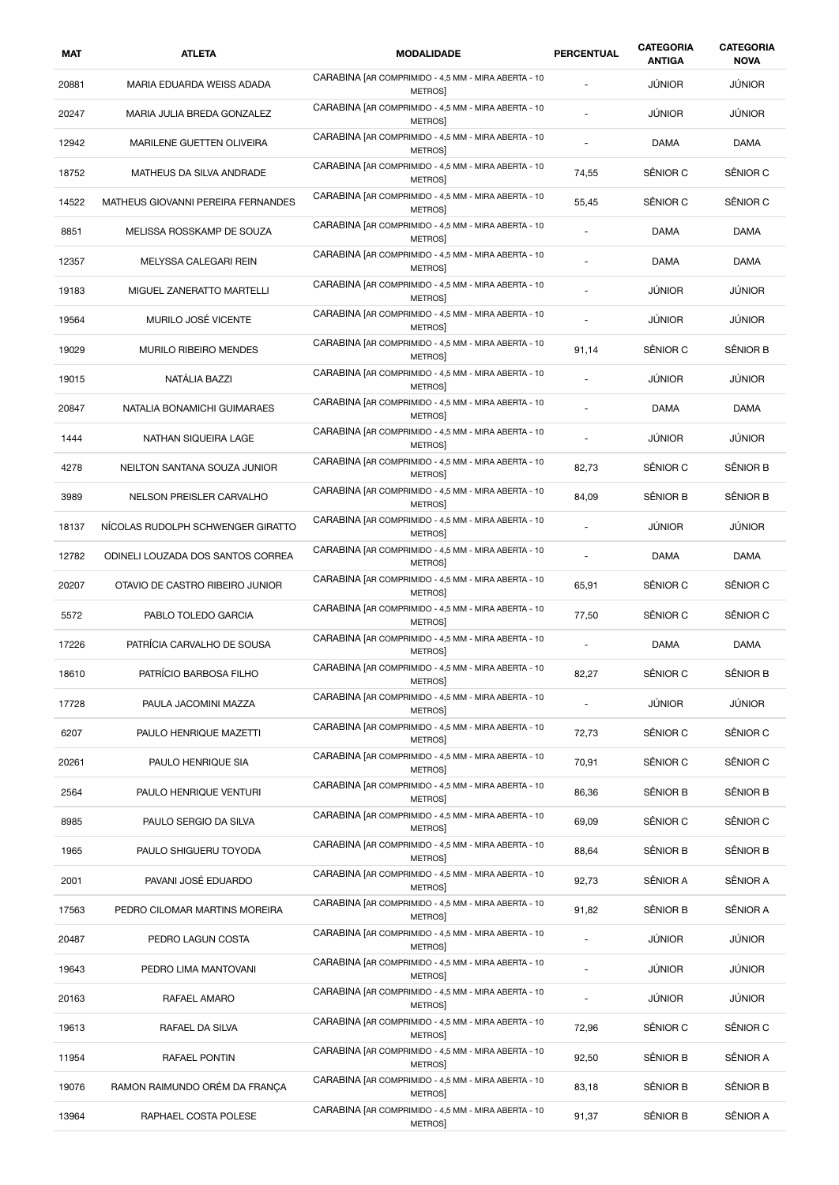| MAT | ATLETA | MODALIDADE | PERCENTUAL | CATEGORIA ANTIGA | CATEGORIA NOVA |
|---|---|---|---|---|---|
| 20881 | MARIA EDUARDA WEISS ADADA | CARABINA [AR COMPRIMIDO - 4,5 MM - MIRA ABERTA - 10 METROS] | - | JÚNIOR | JÚNIOR |
| 20247 | MARIA JULIA BREDA GONZALEZ | CARABINA [AR COMPRIMIDO - 4,5 MM - MIRA ABERTA - 10 METROS] | - | JÚNIOR | JÚNIOR |
| 12942 | MARILENE GUETTEN OLIVEIRA | CARABINA [AR COMPRIMIDO - 4,5 MM - MIRA ABERTA - 10 METROS] | - | DAMA | DAMA |
| 18752 | MATHEUS DA SILVA ANDRADE | CARABINA [AR COMPRIMIDO - 4,5 MM - MIRA ABERTA - 10 METROS] | 74,55 | SÊNIOR C | SÊNIOR C |
| 14522 | MATHEUS GIOVANNI PEREIRA FERNANDES | CARABINA [AR COMPRIMIDO - 4,5 MM - MIRA ABERTA - 10 METROS] | 55,45 | SÊNIOR C | SÊNIOR C |
| 8851 | MELISSA ROSSKAMP DE SOUZA | CARABINA [AR COMPRIMIDO - 4,5 MM - MIRA ABERTA - 10 METROS] | - | DAMA | DAMA |
| 12357 | MELYSSA CALEGARI REIN | CARABINA [AR COMPRIMIDO - 4,5 MM - MIRA ABERTA - 10 METROS] | - | DAMA | DAMA |
| 19183 | MIGUEL ZANERATTO MARTELLI | CARABINA [AR COMPRIMIDO - 4,5 MM - MIRA ABERTA - 10 METROS] | - | JÚNIOR | JÚNIOR |
| 19564 | MURILO JOSÉ VICENTE | CARABINA [AR COMPRIMIDO - 4,5 MM - MIRA ABERTA - 10 METROS] | - | JÚNIOR | JÚNIOR |
| 19029 | MURILO RIBEIRO MENDES | CARABINA [AR COMPRIMIDO - 4,5 MM - MIRA ABERTA - 10 METROS] | 91,14 | SÊNIOR C | SÊNIOR B |
| 19015 | NATÁLIA BAZZI | CARABINA [AR COMPRIMIDO - 4,5 MM - MIRA ABERTA - 10 METROS] | - | JÚNIOR | JÚNIOR |
| 20847 | NATALIA BONAMICHI GUIMARAES | CARABINA [AR COMPRIMIDO - 4,5 MM - MIRA ABERTA - 10 METROS] | - | DAMA | DAMA |
| 1444 | NATHAN SIQUEIRA LAGE | CARABINA [AR COMPRIMIDO - 4,5 MM - MIRA ABERTA - 10 METROS] | - | JÚNIOR | JÚNIOR |
| 4278 | NEILTON SANTANA SOUZA JUNIOR | CARABINA [AR COMPRIMIDO - 4,5 MM - MIRA ABERTA - 10 METROS] | 82,73 | SÊNIOR C | SÊNIOR B |
| 3989 | NELSON PREISLER CARVALHO | CARABINA [AR COMPRIMIDO - 4,5 MM - MIRA ABERTA - 10 METROS] | 84,09 | SÊNIOR B | SÊNIOR B |
| 18137 | NÍCOLAS RUDOLPH SCHWENGER GIRATTO | CARABINA [AR COMPRIMIDO - 4,5 MM - MIRA ABERTA - 10 METROS] | - | JÚNIOR | JÚNIOR |
| 12782 | ODINELI LOUZADA DOS SANTOS CORREA | CARABINA [AR COMPRIMIDO - 4,5 MM - MIRA ABERTA - 10 METROS] | - | DAMA | DAMA |
| 20207 | OTAVIO DE CASTRO RIBEIRO JUNIOR | CARABINA [AR COMPRIMIDO - 4,5 MM - MIRA ABERTA - 10 METROS] | 65,91 | SÊNIOR C | SÊNIOR C |
| 5572 | PABLO TOLEDO GARCIA | CARABINA [AR COMPRIMIDO - 4,5 MM - MIRA ABERTA - 10 METROS] | 77,50 | SÊNIOR C | SÊNIOR C |
| 17226 | PATRÍCIA CARVALHO DE SOUSA | CARABINA [AR COMPRIMIDO - 4,5 MM - MIRA ABERTA - 10 METROS] | - | DAMA | DAMA |
| 18610 | PATRÍCIO BARBOSA FILHO | CARABINA [AR COMPRIMIDO - 4,5 MM - MIRA ABERTA - 10 METROS] | 82,27 | SÊNIOR C | SÊNIOR B |
| 17728 | PAULA JACOMINI MAZZA | CARABINA [AR COMPRIMIDO - 4,5 MM - MIRA ABERTA - 10 METROS] | - | JÚNIOR | JÚNIOR |
| 6207 | PAULO HENRIQUE MAZETTI | CARABINA [AR COMPRIMIDO - 4,5 MM - MIRA ABERTA - 10 METROS] | 72,73 | SÊNIOR C | SÊNIOR C |
| 20261 | PAULO HENRIQUE SIA | CARABINA [AR COMPRIMIDO - 4,5 MM - MIRA ABERTA - 10 METROS] | 70,91 | SÊNIOR C | SÊNIOR C |
| 2564 | PAULO HENRIQUE VENTURI | CARABINA [AR COMPRIMIDO - 4,5 MM - MIRA ABERTA - 10 METROS] | 86,36 | SÊNIOR B | SÊNIOR B |
| 8985 | PAULO SERGIO DA SILVA | CARABINA [AR COMPRIMIDO - 4,5 MM - MIRA ABERTA - 10 METROS] | 69,09 | SÊNIOR C | SÊNIOR C |
| 1965 | PAULO SHIGUERU TOYODA | CARABINA [AR COMPRIMIDO - 4,5 MM - MIRA ABERTA - 10 METROS] | 88,64 | SÊNIOR B | SÊNIOR B |
| 2001 | PAVANI JOSÉ EDUARDO | CARABINA [AR COMPRIMIDO - 4,5 MM - MIRA ABERTA - 10 METROS] | 92,73 | SÊNIOR A | SÊNIOR A |
| 17563 | PEDRO CILOMAR MARTINS MOREIRA | CARABINA [AR COMPRIMIDO - 4,5 MM - MIRA ABERTA - 10 METROS] | 91,82 | SÊNIOR B | SÊNIOR A |
| 20487 | PEDRO LAGUN COSTA | CARABINA [AR COMPRIMIDO - 4,5 MM - MIRA ABERTA - 10 METROS] | - | JÚNIOR | JÚNIOR |
| 19643 | PEDRO LIMA MANTOVANI | CARABINA [AR COMPRIMIDO - 4,5 MM - MIRA ABERTA - 10 METROS] | - | JÚNIOR | JÚNIOR |
| 20163 | RAFAEL AMARO | CARABINA [AR COMPRIMIDO - 4,5 MM - MIRA ABERTA - 10 METROS] | - | JÚNIOR | JÚNIOR |
| 19613 | RAFAEL DA SILVA | CARABINA [AR COMPRIMIDO - 4,5 MM - MIRA ABERTA - 10 METROS] | 72,96 | SÊNIOR C | SÊNIOR C |
| 11954 | RAFAEL PONTIN | CARABINA [AR COMPRIMIDO - 4,5 MM - MIRA ABERTA - 10 METROS] | 92,50 | SÊNIOR B | SÊNIOR A |
| 19076 | RAMON RAIMUNDO ORÊM DA FRANÇA | CARABINA [AR COMPRIMIDO - 4,5 MM - MIRA ABERTA - 10 METROS] | 83,18 | SÊNIOR B | SÊNIOR B |
| 13964 | RAPHAEL COSTA POLESE | CARABINA [AR COMPRIMIDO - 4,5 MM - MIRA ABERTA - 10 METROS] | 91,37 | SÊNIOR B | SÊNIOR A |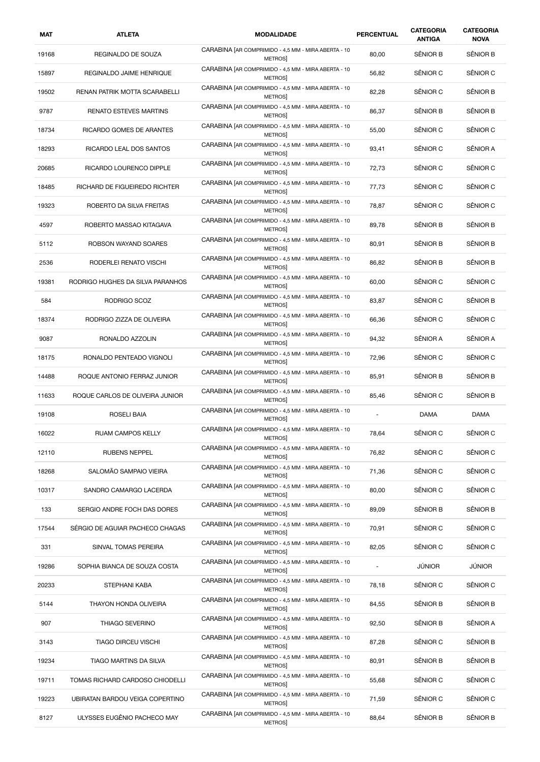| MAT | ATLETA | MODALIDADE | PERCENTUAL | CATEGORIA ANTIGA | CATEGORIA NOVA |
|---|---|---|---|---|---|
| 19168 | REGINALDO DE SOUZA | CARABINA [AR COMPRIMIDO - 4,5 MM - MIRA ABERTA - 10 METROS] | 80,00 | SÊNIOR B | SÊNIOR B |
| 15897 | REGINALDO JAIME HENRIQUE | CARABINA [AR COMPRIMIDO - 4,5 MM - MIRA ABERTA - 10 METROS] | 56,82 | SÊNIOR C | SÊNIOR C |
| 19502 | RENAN PATRIK MOTTA SCARABELLI | CARABINA [AR COMPRIMIDO - 4,5 MM - MIRA ABERTA - 10 METROS] | 82,28 | SÊNIOR C | SÊNIOR B |
| 9787 | RENATO ESTEVES MARTINS | CARABINA [AR COMPRIMIDO - 4,5 MM - MIRA ABERTA - 10 METROS] | 86,37 | SÊNIOR B | SÊNIOR B |
| 18734 | RICARDO GOMES DE ARANTES | CARABINA [AR COMPRIMIDO - 4,5 MM - MIRA ABERTA - 10 METROS] | 55,00 | SÊNIOR C | SÊNIOR C |
| 18293 | RICARDO LEAL DOS SANTOS | CARABINA [AR COMPRIMIDO - 4,5 MM - MIRA ABERTA - 10 METROS] | 93,41 | SÊNIOR C | SÊNIOR A |
| 20685 | RICARDO LOURENCO DIPPLE | CARABINA [AR COMPRIMIDO - 4,5 MM - MIRA ABERTA - 10 METROS] | 72,73 | SÊNIOR C | SÊNIOR C |
| 18485 | RICHARD DE FIGUEIREDO RICHTER | CARABINA [AR COMPRIMIDO - 4,5 MM - MIRA ABERTA - 10 METROS] | 77,73 | SÊNIOR C | SÊNIOR C |
| 19323 | ROBERTO DA SILVA FREITAS | CARABINA [AR COMPRIMIDO - 4,5 MM - MIRA ABERTA - 10 METROS] | 78,87 | SÊNIOR C | SÊNIOR C |
| 4597 | ROBERTO MASSAO KITAGAVA | CARABINA [AR COMPRIMIDO - 4,5 MM - MIRA ABERTA - 10 METROS] | 89,78 | SÊNIOR B | SÊNIOR B |
| 5112 | ROBSON WAYAND SOARES | CARABINA [AR COMPRIMIDO - 4,5 MM - MIRA ABERTA - 10 METROS] | 80,91 | SÊNIOR B | SÊNIOR B |
| 2536 | RODERLEI RENATO VISCHI | CARABINA [AR COMPRIMIDO - 4,5 MM - MIRA ABERTA - 10 METROS] | 86,82 | SÊNIOR B | SÊNIOR B |
| 19381 | RODRIGO HUGHES DA SILVA PARANHOS | CARABINA [AR COMPRIMIDO - 4,5 MM - MIRA ABERTA - 10 METROS] | 60,00 | SÊNIOR C | SÊNIOR C |
| 584 | RODRIGO SCOZ | CARABINA [AR COMPRIMIDO - 4,5 MM - MIRA ABERTA - 10 METROS] | 83,87 | SÊNIOR C | SÊNIOR B |
| 18374 | RODRIGO ZIZZA DE OLIVEIRA | CARABINA [AR COMPRIMIDO - 4,5 MM - MIRA ABERTA - 10 METROS] | 66,36 | SÊNIOR C | SÊNIOR C |
| 9087 | RONALDO AZZOLIN | CARABINA [AR COMPRIMIDO - 4,5 MM - MIRA ABERTA - 10 METROS] | 94,32 | SÊNIOR A | SÊNIOR A |
| 18175 | RONALDO PENTEADO VIGNOLI | CARABINA [AR COMPRIMIDO - 4,5 MM - MIRA ABERTA - 10 METROS] | 72,96 | SÊNIOR C | SÊNIOR C |
| 14488 | ROQUE ANTONIO FERRAZ JUNIOR | CARABINA [AR COMPRIMIDO - 4,5 MM - MIRA ABERTA - 10 METROS] | 85,91 | SÊNIOR B | SÊNIOR B |
| 11633 | ROQUE CARLOS DE OLIVEIRA JUNIOR | CARABINA [AR COMPRIMIDO - 4,5 MM - MIRA ABERTA - 10 METROS] | 85,46 | SÊNIOR C | SÊNIOR B |
| 19108 | ROSELI BAIA | CARABINA [AR COMPRIMIDO - 4,5 MM - MIRA ABERTA - 10 METROS] | - | DAMA | DAMA |
| 16022 | RUAM CAMPOS KELLY | CARABINA [AR COMPRIMIDO - 4,5 MM - MIRA ABERTA - 10 METROS] | 78,64 | SÊNIOR C | SÊNIOR C |
| 12110 | RUBENS NEPPEL | CARABINA [AR COMPRIMIDO - 4,5 MM - MIRA ABERTA - 10 METROS] | 76,82 | SÊNIOR C | SÊNIOR C |
| 18268 | SALOMÃO SAMPAIO VIEIRA | CARABINA [AR COMPRIMIDO - 4,5 MM - MIRA ABERTA - 10 METROS] | 71,36 | SÊNIOR C | SÊNIOR C |
| 10317 | SANDRO CAMARGO LACERDA | CARABINA [AR COMPRIMIDO - 4,5 MM - MIRA ABERTA - 10 METROS] | 80,00 | SÊNIOR C | SÊNIOR C |
| 133 | SERGIO ANDRE FOCH DAS DORES | CARABINA [AR COMPRIMIDO - 4,5 MM - MIRA ABERTA - 10 METROS] | 89,09 | SÊNIOR B | SÊNIOR B |
| 17544 | SÉRGIO DE AGUIAR PACHECO CHAGAS | CARABINA [AR COMPRIMIDO - 4,5 MM - MIRA ABERTA - 10 METROS] | 70,91 | SÊNIOR C | SÊNIOR C |
| 331 | SINVAL TOMAS PEREIRA | CARABINA [AR COMPRIMIDO - 4,5 MM - MIRA ABERTA - 10 METROS] | 82,05 | SÊNIOR C | SÊNIOR C |
| 19286 | SOPHIA BIANCA DE SOUZA COSTA | CARABINA [AR COMPRIMIDO - 4,5 MM - MIRA ABERTA - 10 METROS] | - | JÚNIOR | JÚNIOR |
| 20233 | STEPHANI KABA | CARABINA [AR COMPRIMIDO - 4,5 MM - MIRA ABERTA - 10 METROS] | 78,18 | SÊNIOR C | SÊNIOR C |
| 5144 | THAYON HONDA OLIVEIRA | CARABINA [AR COMPRIMIDO - 4,5 MM - MIRA ABERTA - 10 METROS] | 84,55 | SÊNIOR B | SÊNIOR B |
| 907 | THIAGO SEVERINO | CARABINA [AR COMPRIMIDO - 4,5 MM - MIRA ABERTA - 10 METROS] | 92,50 | SÊNIOR B | SÊNIOR A |
| 3143 | TIAGO DIRCEU VISCHI | CARABINA [AR COMPRIMIDO - 4,5 MM - MIRA ABERTA - 10 METROS] | 87,28 | SÊNIOR C | SÊNIOR B |
| 19234 | TIAGO MARTINS DA SILVA | CARABINA [AR COMPRIMIDO - 4,5 MM - MIRA ABERTA - 10 METROS] | 80,91 | SÊNIOR B | SÊNIOR B |
| 19711 | TOMAS RICHARD CARDOSO CHIODELLI | CARABINA [AR COMPRIMIDO - 4,5 MM - MIRA ABERTA - 10 METROS] | 55,68 | SÊNIOR C | SÊNIOR C |
| 19223 | UBIRATAN BARDOU VEIGA COPERTINO | CARABINA [AR COMPRIMIDO - 4,5 MM - MIRA ABERTA - 10 METROS] | 71,59 | SÊNIOR C | SÊNIOR C |
| 8127 | ULYSSES EUGÊNIO PACHECO MAY | CARABINA [AR COMPRIMIDO - 4,5 MM - MIRA ABERTA - 10 METROS] | 88,64 | SÊNIOR B | SÊNIOR B |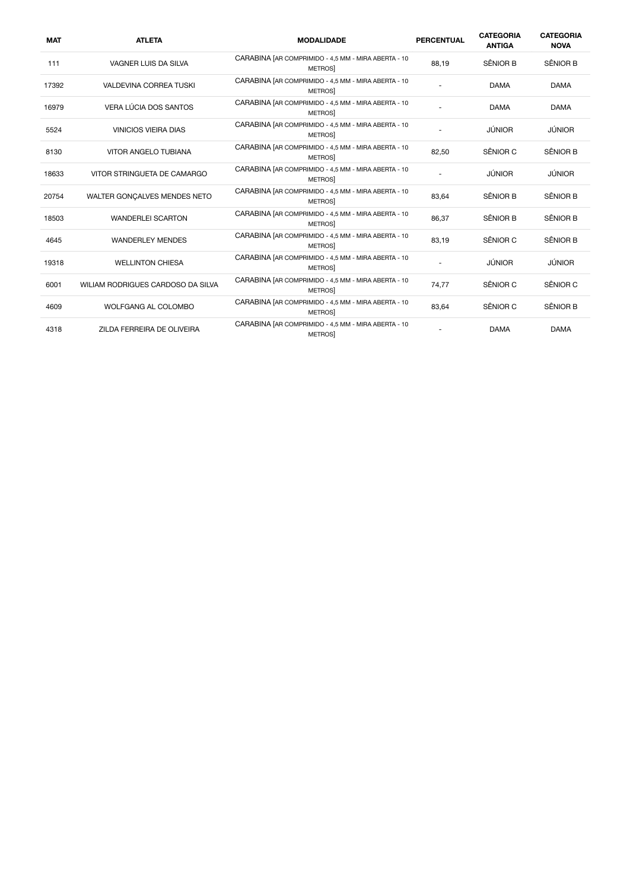| MAT | ATLETA | MODALIDADE | PERCENTUAL | CATEGORIA ANTIGA | CATEGORIA NOVA |
|---|---|---|---|---|---|
| 111 | VAGNER LUIS DA SILVA | CARABINA [AR COMPRIMIDO - 4,5 MM - MIRA ABERTA - 10 METROS] | 88,19 | SÊNIOR B | SÊNIOR B |
| 17392 | VALDEVINA CORREA TUSKI | CARABINA [AR COMPRIMIDO - 4,5 MM - MIRA ABERTA - 10 METROS] | - | DAMA | DAMA |
| 16979 | VERA LÚCIA DOS SANTOS | CARABINA [AR COMPRIMIDO - 4,5 MM - MIRA ABERTA - 10 METROS] | - | DAMA | DAMA |
| 5524 | VINICIOS VIEIRA DIAS | CARABINA [AR COMPRIMIDO - 4,5 MM - MIRA ABERTA - 10 METROS] | - | JÚNIOR | JÚNIOR |
| 8130 | VITOR ANGELO TUBIANA | CARABINA [AR COMPRIMIDO - 4,5 MM - MIRA ABERTA - 10 METROS] | 82,50 | SÊNIOR C | SÊNIOR B |
| 18633 | VITOR STRINGUETA DE CAMARGO | CARABINA [AR COMPRIMIDO - 4,5 MM - MIRA ABERTA - 10 METROS] | - | JÚNIOR | JÚNIOR |
| 20754 | WALTER GONÇALVES MENDES NETO | CARABINA [AR COMPRIMIDO - 4,5 MM - MIRA ABERTA - 10 METROS] | 83,64 | SÊNIOR B | SÊNIOR B |
| 18503 | WANDERLEI SCARTON | CARABINA [AR COMPRIMIDO - 4,5 MM - MIRA ABERTA - 10 METROS] | 86,37 | SÊNIOR B | SÊNIOR B |
| 4645 | WANDERLEY MENDES | CARABINA [AR COMPRIMIDO - 4,5 MM - MIRA ABERTA - 10 METROS] | 83,19 | SÊNIOR C | SÊNIOR B |
| 19318 | WELLINTON CHIESA | CARABINA [AR COMPRIMIDO - 4,5 MM - MIRA ABERTA - 10 METROS] | - | JÚNIOR | JÚNIOR |
| 6001 | WILIAM RODRIGUES CARDOSO DA SILVA | CARABINA [AR COMPRIMIDO - 4,5 MM - MIRA ABERTA - 10 METROS] | 74,77 | SÊNIOR C | SÊNIOR C |
| 4609 | WOLFGANG AL COLOMBO | CARABINA [AR COMPRIMIDO - 4,5 MM - MIRA ABERTA - 10 METROS] | 83,64 | SÊNIOR C | SÊNIOR B |
| 4318 | ZILDA FERREIRA DE OLIVEIRA | CARABINA [AR COMPRIMIDO - 4,5 MM - MIRA ABERTA - 10 METROS] | - | DAMA | DAMA |